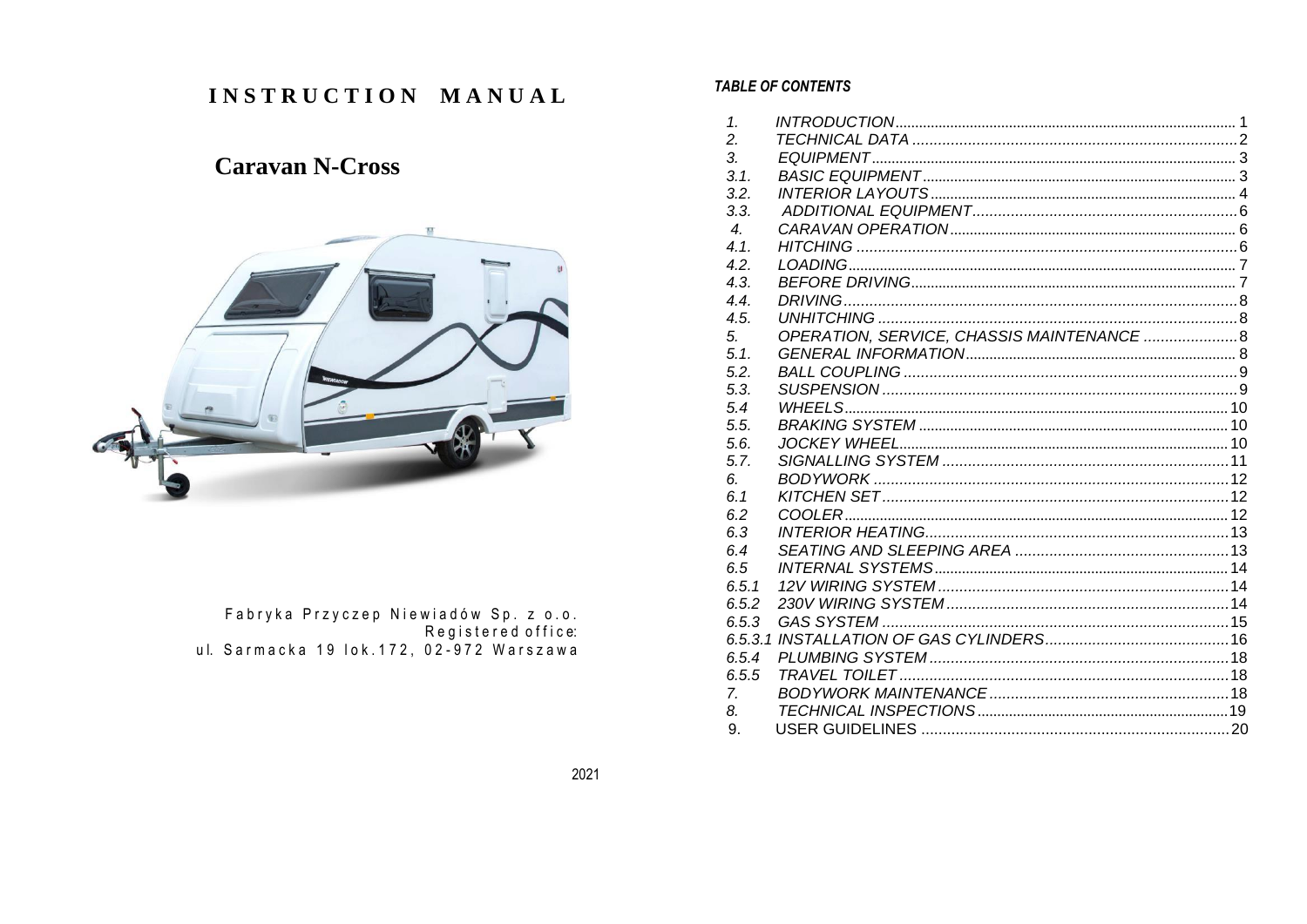# INSTRUCTION MANUAL

## Caravan N-Cross

Fabryka Przyczep Niewiadów Sp. z o.o.
Registered office:
ul. Sarmacka 19 lok.172, 02-972 Warszawa

2021

***TABLE OF CONTENTS***

| | | |
|---|---|---|
| *1.* | *INTRODUCTION* | 1 |
| *2.* | *TECHNICAL DATA* | 2 |
| *3.* | *EQUIPMENT* | 3 |
| *3.1.* | *BASIC EQUIPMENT* | 3 |
| *3.2.* | *INTERIOR LAYOUTS* | 4 |
| *3.3.* | *ADDITIONAL EQUIPMENT* | 6 |
| *4.* | *CARAVAN OPERATION* | 6 |
| *4.1.* | *HITCHING* | 6 |
| *4.2.* | *LOADING* | 7 |
| *4.3.* | *BEFORE DRIVING* | 7 |
| *4.4.* | *DRIVING* | 8 |
| *4.5.* | *UNHITCHING* | 8 |
| *5.* | *OPERATION, SERVICE, CHASSIS MAINTENANCE* | 8 |
| *5.1.* | *GENERAL INFORMATION* | 8 |
| *5.2.* | *BALL COUPLING* | 9 |
| *5.3.* | *SUSPENSION* | 9 |
| *5.4* | *WHEELS* | 10 |
| *5.5.* | *BRAKING SYSTEM* | 10 |
| *5.6.* | *JOCKEY WHEEL* | 10 |
| *5.7.* | *SIGNALLING SYSTEM* | 11 |
| *6.* | *BODYWORK* | 12 |
| *6.1* | *KITCHEN SET* | 12 |
| *6.2* | *COOLER* | 12 |
| *6.3* | *INTERIOR HEATING* | 13 |
| *6.4* | *SEATING AND SLEEPING AREA* | 13 |
| *6.5* | *INTERNAL SYSTEMS* | 14 |
| *6.5.1* | *12V WIRING SYSTEM* | 14 |
| *6.5.2* | *230V WIRING SYSTEM* | 14 |
| *6.5.3* | *GAS SYSTEM* | 15 |
| *6.5.3.1* | *INSTALLATION OF GAS CYLINDERS* | 16 |
| *6.5.4* | *PLUMBING SYSTEM* | 18 |
| *6.5.5* | *TRAVEL TOILET* | 18 |
| *7.* | *BODYWORK MAINTENANCE* | 18 |
| *8.* | *TECHNICAL INSPECTIONS* | 19 |
| 9. | USER GUIDELINES | 20 |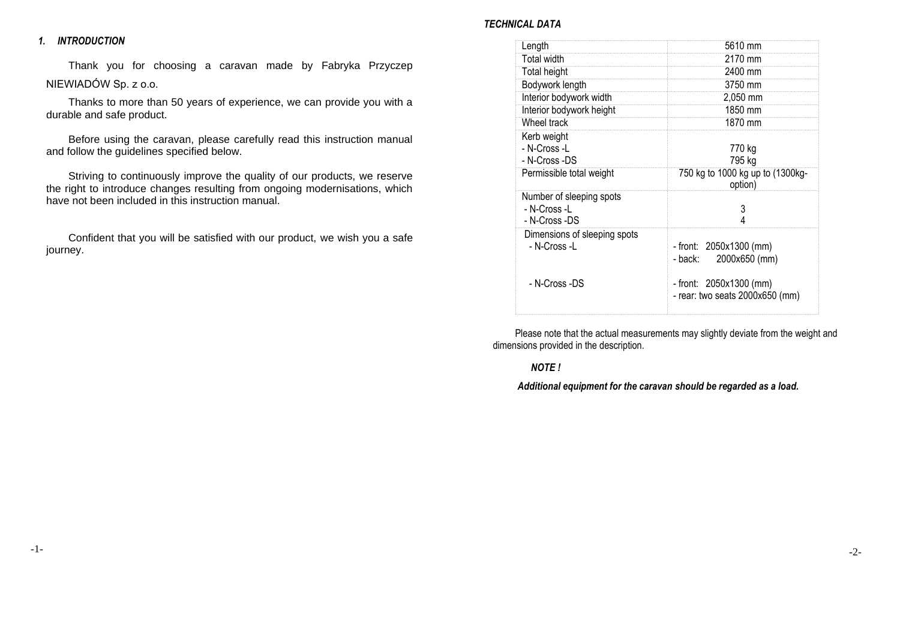## 1. INTRODUCTION

Thank you for choosing a caravan made by Fabryka Przyczep NIEWIADÓW Sp. z o.o.

Thanks to more than 50 years of experience, we can provide you with a durable and safe product.

Before using the caravan, please carefully read this instruction manual and follow the guidelines specified below.

Striving to continuously improve the quality of our products, we reserve the right to introduce changes resulting from ongoing modernisations, which have not been included in this instruction manual.

Confident that you will be satisfied with our product, we wish you a safe journey.

### TECHNICAL DATA

| | |
|---|---|
| Length | 5610 mm |
| Total width | 2170 mm |
| Total height | 2400 mm |
| Bodywork length | 3750 mm |
| Interior bodywork width | 2,050 mm |
| Interior bodywork height | 1850 mm |
| Wheel track | 1870 mm |
| Kerb weight<br>- N-Cross -L<br>- N-Cross -DS | <br>770 kg<br>795 kg |
| Permissible total weight | 750 kg to 1000 kg up to (1300kg-option) |
| Number of sleeping spots<br>- N-Cross -L<br>- N-Cross -DS | <br>3<br>4 |
| Dimensions of sleeping spots<br>- N-Cross -L<br><br>- N-Cross -DS | <br>- front: 2050x1300 (mm)<br>- back: 2000x650 (mm)<br>- front: 2050x1300 (mm)<br>- rear: two seats 2000x650 (mm) |

Please note that the actual measurements may slightly deviate from the weight and dimensions provided in the description.

***NOTE !***

***Additional equipment for the caravan should be regarded as a load.***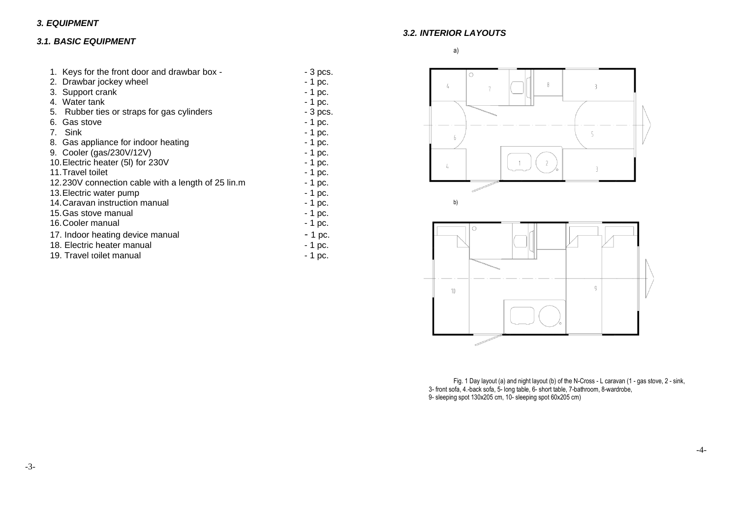### *3. EQUIPMENT*

### *3.1. BASIC EQUIPMENT*

1. Keys for the front door and drawbar box - - 3 pcs.
2. Drawbar jockey wheel - 1 pc.
3. Support crank - 1 pc.
4. Water tank - 1 pc.
5. Rubber ties or straps for gas cylinders - 3 pcs.
6. Gas stove - 1 pc.
7. Sink - 1 pc.
8. Gas appliance for indoor heating - 1 pc.
9. Cooler (gas/230V/12V) - 1 pc.
10. Electric heater (5l) for 230V - 1 pc.
11. Travel toilet - 1 pc.
12. 230V connection cable with a length of 25 lin.m - 1 pc.
13. Electric water pump - 1 pc.
14. Caravan instruction manual - 1 pc.
15. Gas stove manual - 1 pc.
16. Cooler manual - 1 pc.
17. Indoor heating device manual - 1 pc.
18. Electric heater manual - 1 pc.
19. Travel toilet manual - 1 pc.

### *3.2. INTERIOR LAYOUTS*

a)

b)

Fig. 1 Day layout (a) and night layout (b) of the N-Cross - L caravan (1 - gas stove, 2 - sink, 3- front sofa, 4.-back sofa, 5- long table, 6- short table, 7-bathroom, 8-wardrobe, 9- sleeping spot 130x205 cm, 10- sleeping spot 60x205 cm)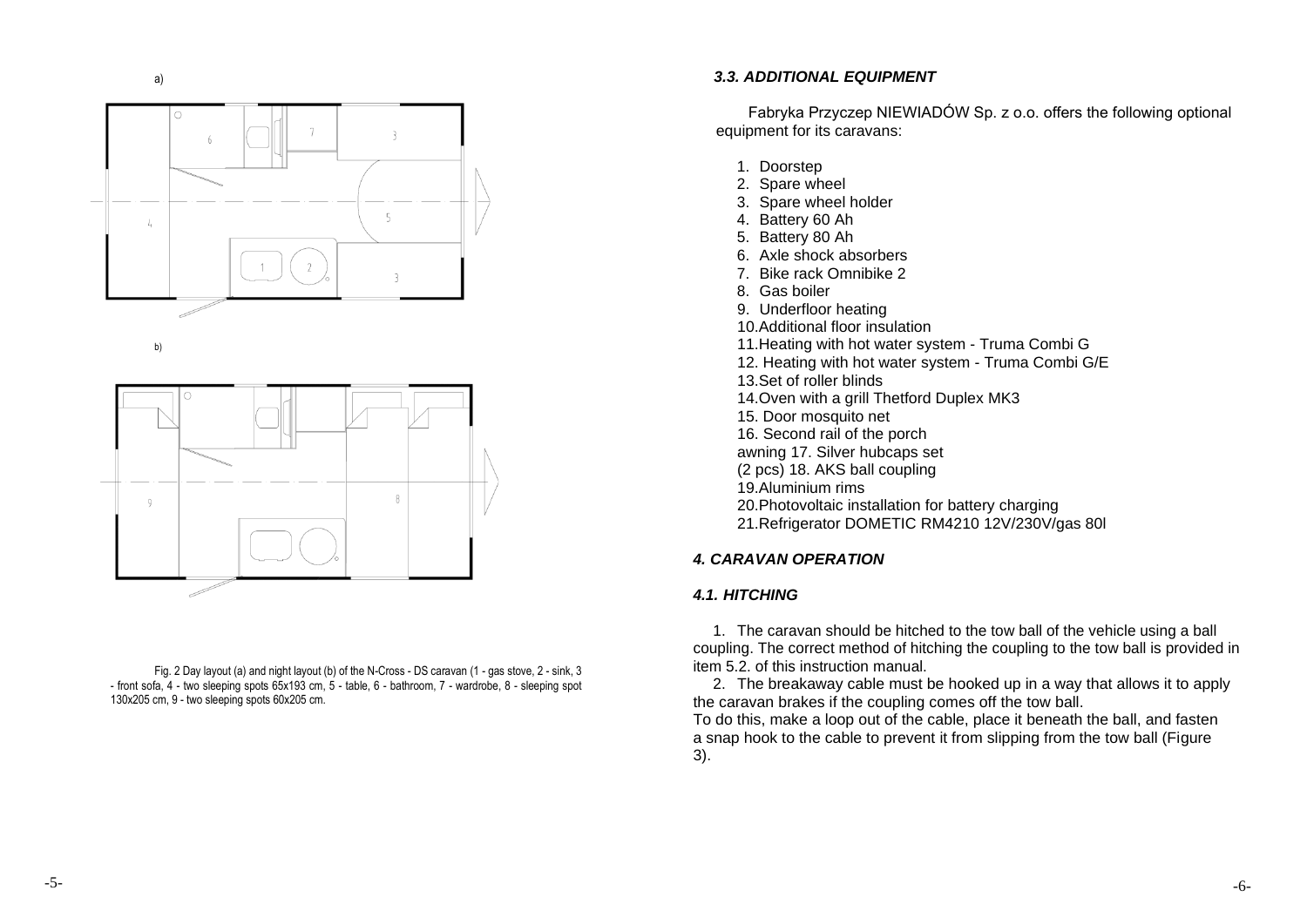a)

b)

Fig. 2 Day layout (a) and night layout (b) of the N-Cross - DS caravan (1 - gas stove, 2 - sink, 3 - front sofa, 4 - two sleeping spots 65x193 cm, 5 - table, 6 - bathroom, 7 - wardrobe, 8 - sleeping spot 130x205 cm, 9 - two sleeping spots 60x205 cm.

### *3.3. ADDITIONAL EQUIPMENT*

Fabryka Przyczep NIEWIADÓW Sp. z o.o. offers the following optional equipment for its caravans:

1. Doorstep
2. Spare wheel
3. Spare wheel holder
4. Battery 60 Ah
5. Battery 80 Ah
6. Axle shock absorbers
7. Bike rack Omnibike 2
8. Gas boiler
9. Underfloor heating
10. Additional floor insulation
11. Heating with hot water system - Truma Combi G
12. Heating with hot water system - Truma Combi G/E
13. Set of roller blinds
14. Oven with a grill Thetford Duplex MK3
15. Door mosquito net
16. Second rail of the porch awning
17. Silver hubcaps set (2 pcs)
18. AKS ball coupling
19. Aluminium rims
20. Photovoltaic installation for battery charging
21. Refrigerator DOMETIC RM4210 12V/230V/gas 80l

## *4. CARAVAN OPERATION*

### *4.1. HITCHING*

1. The caravan should be hitched to the tow ball of the vehicle using a ball coupling. The correct method of hitching the coupling to the tow ball is provided in item 5.2. of this instruction manual.

2. The breakaway cable must be hooked up in a way that allows it to apply the caravan brakes if the coupling comes off the tow ball.
To do this, make a loop out of the cable, place it beneath the ball, and fasten a snap hook to the cable to prevent it from slipping from the tow ball (Figure 3).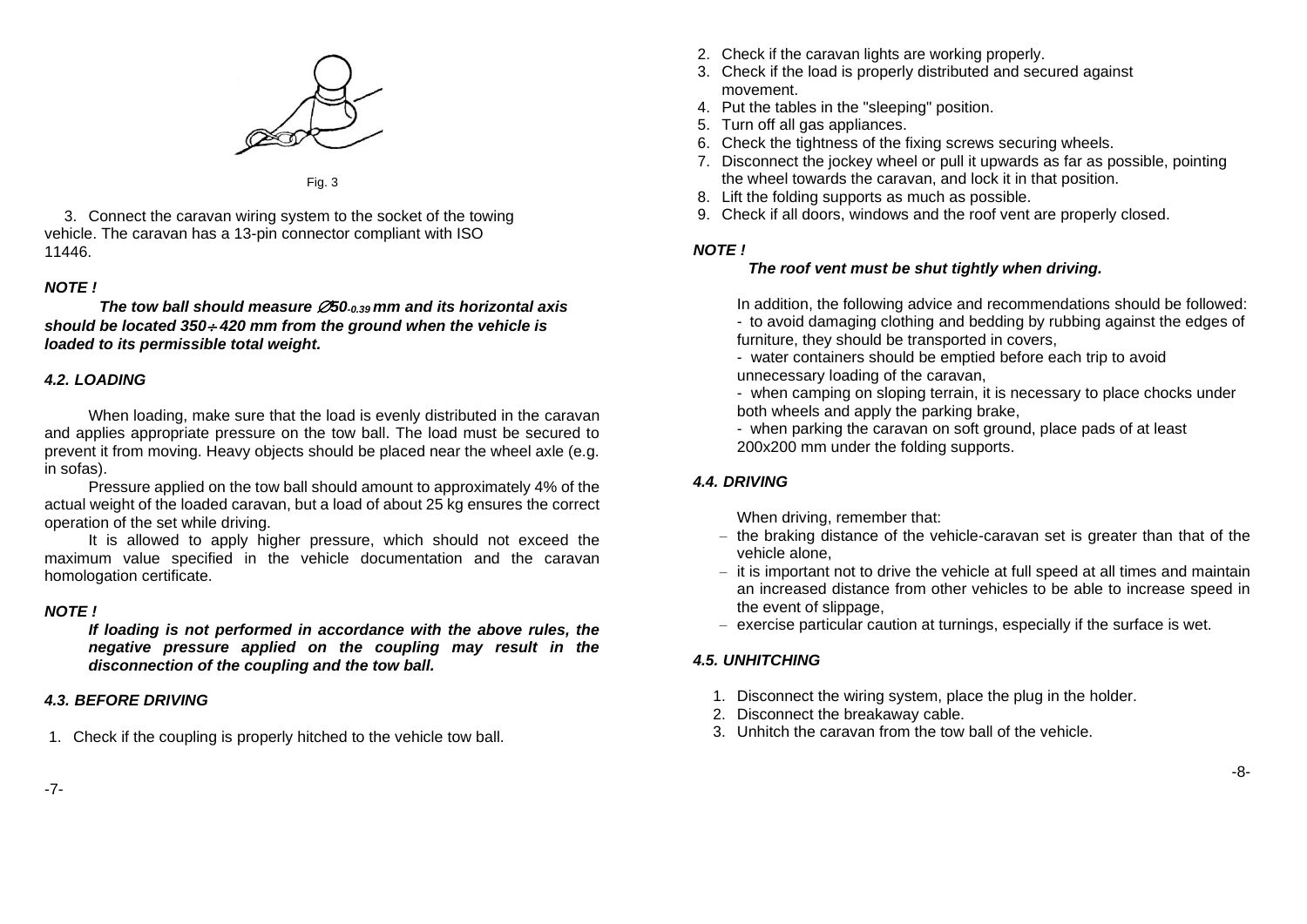Fig. 3

3. Connect the caravan wiring system to the socket of the towing vehicle. The caravan has a 13-pin connector compliant with ISO 11446.

***NOTE !***

***The tow ball should measure*** $\varnothing 50_{-0.39}$ ***mm and its horizontal axis should be located 350÷420 mm from the ground when the vehicle is loaded to its permissible total weight.***

### *4.2. LOADING*

When loading, make sure that the load is evenly distributed in the caravan and applies appropriate pressure on the tow ball. The load must be secured to prevent it from moving. Heavy objects should be placed near the wheel axle (e.g. in sofas).

Pressure applied on the tow ball should amount to approximately 4% of the actual weight of the loaded caravan, but a load of about 25 kg ensures the correct operation of the set while driving.

It is allowed to apply higher pressure, which should not exceed the maximum value specified in the vehicle documentation and the caravan homologation certificate.

***NOTE !***

***If loading is not performed in accordance with the above rules, the negative pressure applied on the coupling may result in the disconnection of the coupling and the tow ball.***

### *4.3. BEFORE DRIVING*

1. Check if the coupling is properly hitched to the vehicle tow ball.
2. Check if the caravan lights are working properly.
3. Check if the load is properly distributed and secured against movement.
4. Put the tables in the "sleeping" position.
5. Turn off all gas appliances.
6. Check the tightness of the fixing screws securing wheels.
7. Disconnect the jockey wheel or pull it upwards as far as possible, pointing the wheel towards the caravan, and lock it in that position.
8. Lift the folding supports as much as possible.
9. Check if all doors, windows and the roof vent are properly closed.

***NOTE !***

***The roof vent must be shut tightly when driving.***

In addition, the following advice and recommendations should be followed:
- to avoid damaging clothing and bedding by rubbing against the edges of furniture, they should be transported in covers,
- water containers should be emptied before each trip to avoid unnecessary loading of the caravan,
- when camping on sloping terrain, it is necessary to place chocks under both wheels and apply the parking brake,
- when parking the caravan on soft ground, place pads of at least 200x200 mm under the folding supports.

### *4.4. DRIVING*

When driving, remember that:

- the braking distance of the vehicle-caravan set is greater than that of the vehicle alone,
- it is important not to drive the vehicle at full speed at all times and maintain an increased distance from other vehicles to be able to increase speed in the event of slippage,
- exercise particular caution at turnings, especially if the surface is wet.

### *4.5. UNHITCHING*

1. Disconnect the wiring system, place the plug in the holder.
2. Disconnect the breakaway cable.
3. Unhitch the caravan from the tow ball of the vehicle.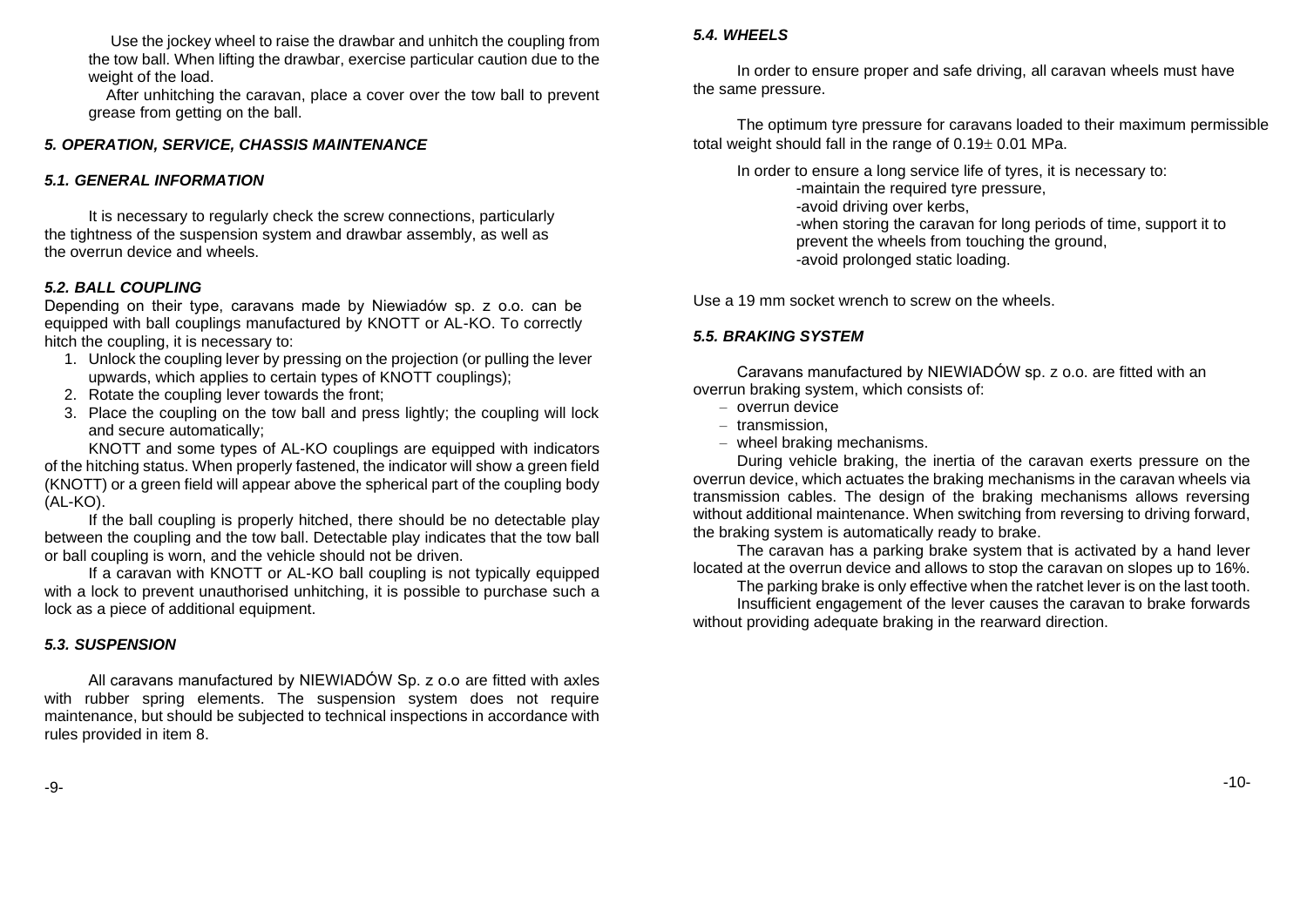Use the jockey wheel to raise the drawbar and unhitch the coupling from the tow ball. When lifting the drawbar, exercise particular caution due to the weight of the load.

After unhitching the caravan, place a cover over the tow ball to prevent grease from getting on the ball.

## *5. OPERATION, SERVICE, CHASSIS MAINTENANCE*

### *5.1. GENERAL INFORMATION*

It is necessary to regularly check the screw connections, particularly the tightness of the suspension system and drawbar assembly, as well as the overrun device and wheels.

### *5.2. BALL COUPLING*

Depending on their type, caravans made by Niewiadów sp. z o.o. can be equipped with ball couplings manufactured by KNOTT or AL-KO. To correctly hitch the coupling, it is necessary to:

1. Unlock the coupling lever by pressing on the projection (or pulling the lever upwards, which applies to certain types of KNOTT couplings);
2. Rotate the coupling lever towards the front;
3. Place the coupling on the tow ball and press lightly; the coupling will lock and secure automatically;

KNOTT and some types of AL-KO couplings are equipped with indicators of the hitching status. When properly fastened, the indicator will show a green field (KNOTT) or a green field will appear above the spherical part of the coupling body (AL-KO).

If the ball coupling is properly hitched, there should be no detectable play between the coupling and the tow ball. Detectable play indicates that the tow ball or ball coupling is worn, and the vehicle should not be driven.

If a caravan with KNOTT or AL-KO ball coupling is not typically equipped with a lock to prevent unauthorised unhitching, it is possible to purchase such a lock as a piece of additional equipment.

### *5.3. SUSPENSION*

All caravans manufactured by NIEWIADÓW Sp. z o.o are fitted with axles with rubber spring elements. The suspension system does not require maintenance, but should be subjected to technical inspections in accordance with rules provided in item 8.

### *5.4. WHEELS*

In order to ensure proper and safe driving, all caravan wheels must have the same pressure.

The optimum tyre pressure for caravans loaded to their maximum permissible total weight should fall in the range of 0.19± 0.01 MPa.

In order to ensure a long service life of tyres, it is necessary to:

-maintain the required tyre pressure,
-avoid driving over kerbs,
-when storing the caravan for long periods of time, support it to prevent the wheels from touching the ground,
-avoid prolonged static loading.

Use a 19 mm socket wrench to screw on the wheels.

### *5.5. BRAKING SYSTEM*

Caravans manufactured by NIEWIADÓW sp. z o.o. are fitted with an overrun braking system, which consists of:

- overrun device
- transmission,
- wheel braking mechanisms.

During vehicle braking, the inertia of the caravan exerts pressure on the overrun device, which actuates the braking mechanisms in the caravan wheels via transmission cables. The design of the braking mechanisms allows reversing without additional maintenance. When switching from reversing to driving forward, the braking system is automatically ready to brake.

The caravan has a parking brake system that is activated by a hand lever located at the overrun device and allows to stop the caravan on slopes up to 16%.

The parking brake is only effective when the ratchet lever is on the last tooth.

Insufficient engagement of the lever causes the caravan to brake forwards without providing adequate braking in the rearward direction.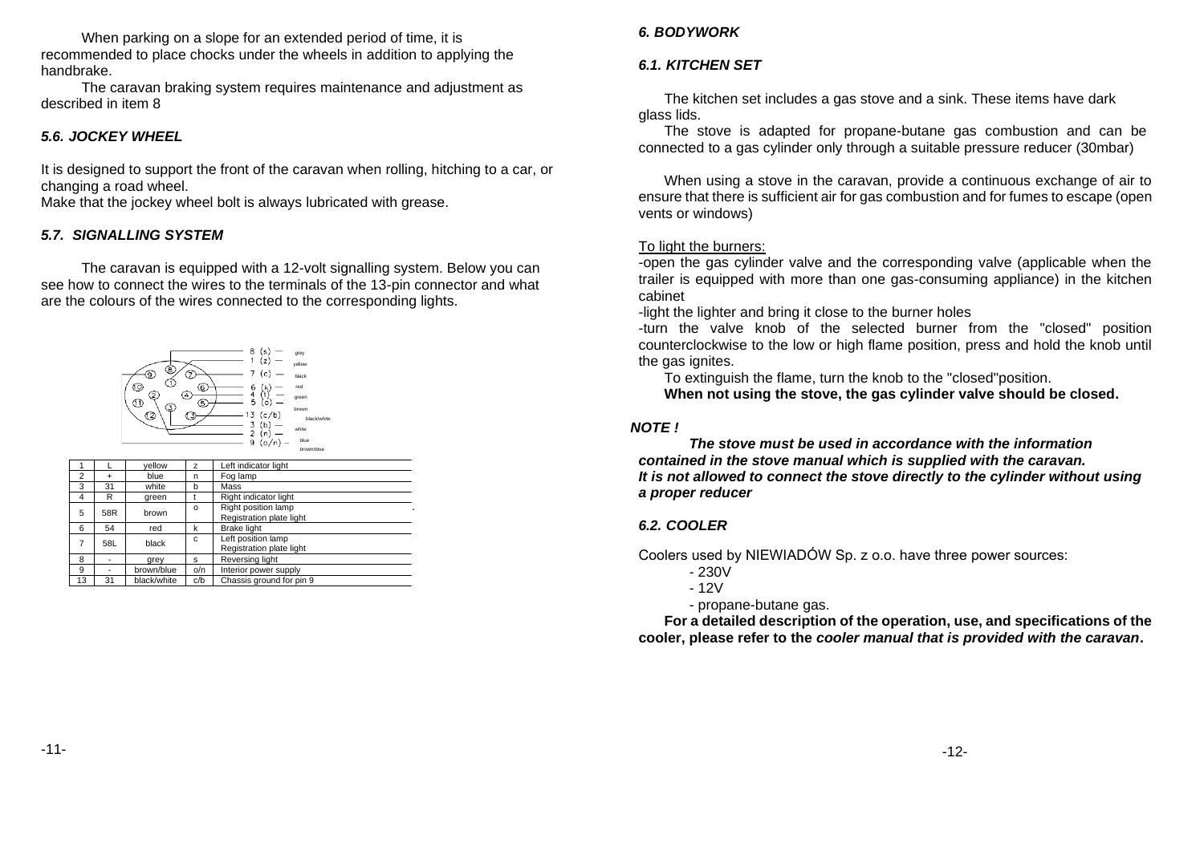When parking on a slope for an extended period of time, it is recommended to place chocks under the wheels in addition to applying the handbrake.

The caravan braking system requires maintenance and adjustment as described in item 8

### *5.6. JOCKEY WHEEL*

It is designed to support the front of the caravan when rolling, hitching to a car, or changing a road wheel.
Make that the jockey wheel bolt is always lubricated with grease.

### *5.7. SIGNALLING SYSTEM*

The caravan is equipped with a 12-volt signalling system. Below you can see how to connect the wires to the terminals of the 13-pin connector and what are the colours of the wires connected to the corresponding lights.

| 1 | L | yellow | z | Left indicator light |
|---|---|---|---|---|
| 2 | + | blue | n | Fog lamp |
| 3 | 31 | white | b | Mass |
| 4 | R | green | t | Right indicator light |
| 5 | 58R | brown | o | Right position lamp Registration plate light |
| 6 | 54 | red | k | Brake light |
| 7 | 58L | black | c | Left position lamp Registration plate light |
| 8 | - | grey | s | Reversing light |
| 9 | - | brown/blue | o/n | Interior power supply |
| 13 | 31 | black/white | c/b | Chassis ground for pin 9 |

## *6. BODYWORK*

### *6.1. KITCHEN SET*

The kitchen set includes a gas stove and a sink. These items have dark glass lids.

The stove is adapted for propane-butane gas combustion and can be connected to a gas cylinder only through a suitable pressure reducer (30mbar)

When using a stove in the caravan, provide a continuous exchange of air to ensure that there is sufficient air for gas combustion and for fumes to escape (open vents or windows)

To light the burners:
-open the gas cylinder valve and the corresponding valve (applicable when the trailer is equipped with more than one gas-consuming appliance) in the kitchen cabinet
-light the lighter and bring it close to the burner holes
-turn the valve knob of the selected burner from the "closed" position counterclockwise to the low or high flame position, press and hold the knob until the gas ignites.

To extinguish the flame, turn the knob to the "closed"position.

**When not using the stove, the gas cylinder valve should be closed.**

***NOTE !***

***The stove must be used in accordance with the information contained in the stove manual which is supplied with the caravan. It is not allowed to connect the stove directly to the cylinder without using a proper reducer***

### *6.2. COOLER*

Coolers used by NIEWIADÓW Sp. z o.o. have three power sources:

- 230V
- 12V
- propane-butane gas.

**For a detailed description of the operation, use, and specifications of the cooler, please refer to the *cooler manual that is provided with the caravan*.**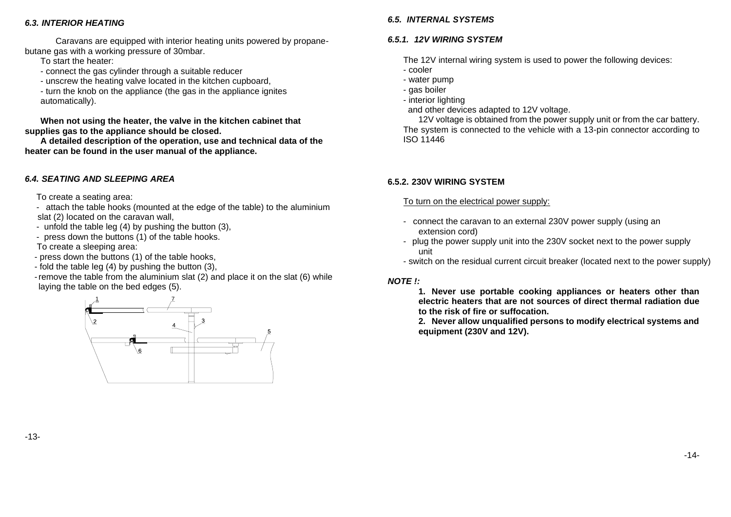### *6.3. INTERIOR HEATING*

Caravans are equipped with interior heating units powered by propane-butane gas with a working pressure of 30mbar.

To start the heater:

- connect the gas cylinder through a suitable reducer
- unscrew the heating valve located in the kitchen cupboard,
- turn the knob on the appliance (the gas in the appliance ignites automatically).

**When not using the heater, the valve in the kitchen cabinet that supplies gas to the appliance should be closed.**

**A detailed description of the operation, use and technical data of the heater can be found in the user manual of the appliance.**

### *6.4. SEATING AND SLEEPING AREA*

To create a seating area:

- attach the table hooks (mounted at the edge of the table) to the aluminium slat (2) located on the caravan wall,
- unfold the table leg (4) by pushing the button (3),
- press down the buttons (1) of the table hooks.

To create a sleeping area:

- press down the buttons (1) of the table hooks,
- fold the table leg (4) by pushing the button (3),
- remove the table from the aluminium slat (2) and place it on the slat (6) while laying the table on the bed edges (5).

### *6.5. INTERNAL SYSTEMS*

#### *6.5.1. 12V WIRING SYSTEM*

The 12V internal wiring system is used to power the following devices:

- cooler
- water pump
- gas boiler
- interior lighting

and other devices adapted to 12V voltage.

12V voltage is obtained from the power supply unit or from the car battery. The system is connected to the vehicle with a 13-pin connector according to ISO 11446

#### 6.5.2. 230V WIRING SYSTEM

To turn on the electrical power supply:

- connect the caravan to an external 230V power supply (using an extension cord)
- plug the power supply unit into the 230V socket next to the power supply unit
- switch on the residual current circuit breaker (located next to the power supply)

***NOTE !:***

**1. Never use portable cooking appliances or heaters other than electric heaters that are not sources of direct thermal radiation due to the risk of fire or suffocation.**

**2. Never allow unqualified persons to modify electrical systems and equipment (230V and 12V).**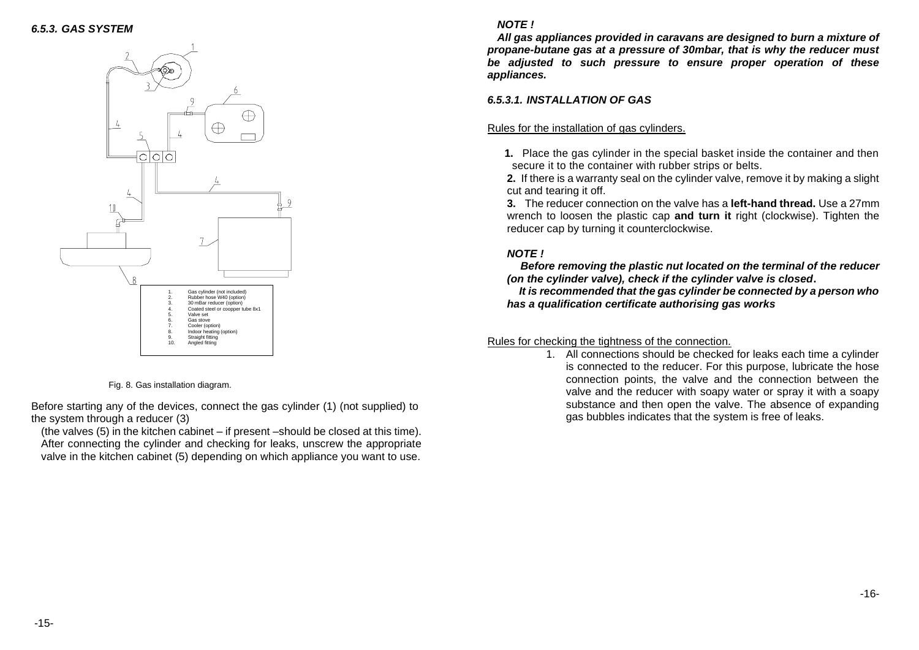### *6.5.3. GAS SYSTEM*

1. Gas cylinder (not included)
2. Rubber hose W40 (option)
3. 30 mBar reducer (option)
4. Coated steel or coopper tube 8x1
5. Valve set
6. Gas stove
7. Cooler (option)
8. Indoor heating (option)
9. Straight fitting
10. Angled fitting

Fig. 8. Gas installation diagram.

Before starting any of the devices, connect the gas cylinder (1) (not supplied) to the system through a reducer (3)

(the valves (5) in the kitchen cabinet – if present –should be closed at this time). After connecting the cylinder and checking for leaks, unscrew the appropriate valve in the kitchen cabinet (5) depending on which appliance you want to use.

***NOTE !***

***All gas appliances provided in caravans are designed to burn a mixture of propane-butane gas at a pressure of 30mbar, that is why the reducer must be adjusted to such pressure to ensure proper operation of these appliances.***

#### *6.5.3.1. INSTALLATION OF GAS*

Rules for the installation of gas cylinders.

**1.** Place the gas cylinder in the special basket inside the container and then secure it to the container with rubber strips or belts.

**2.** If there is a warranty seal on the cylinder valve, remove it by making a slight cut and tearing it off.

**3.** The reducer connection on the valve has a **left-hand thread.** Use a 27mm wrench to loosen the plastic cap **and turn it** right (clockwise). Tighten the reducer cap by turning it counterclockwise.

***NOTE !***

***Before removing the plastic nut located on the terminal of the reducer (on the cylinder valve), check if the cylinder valve is closed.***

***It is recommended that the gas cylinder be connected by a person who has a qualification certificate authorising gas works***

Rules for checking the tightness of the connection.

1. All connections should be checked for leaks each time a cylinder is connected to the reducer. For this purpose, lubricate the hose connection points, the valve and the connection between the valve and the reducer with soapy water or spray it with a soapy substance and then open the valve. The absence of expanding gas bubbles indicates that the system is free of leaks.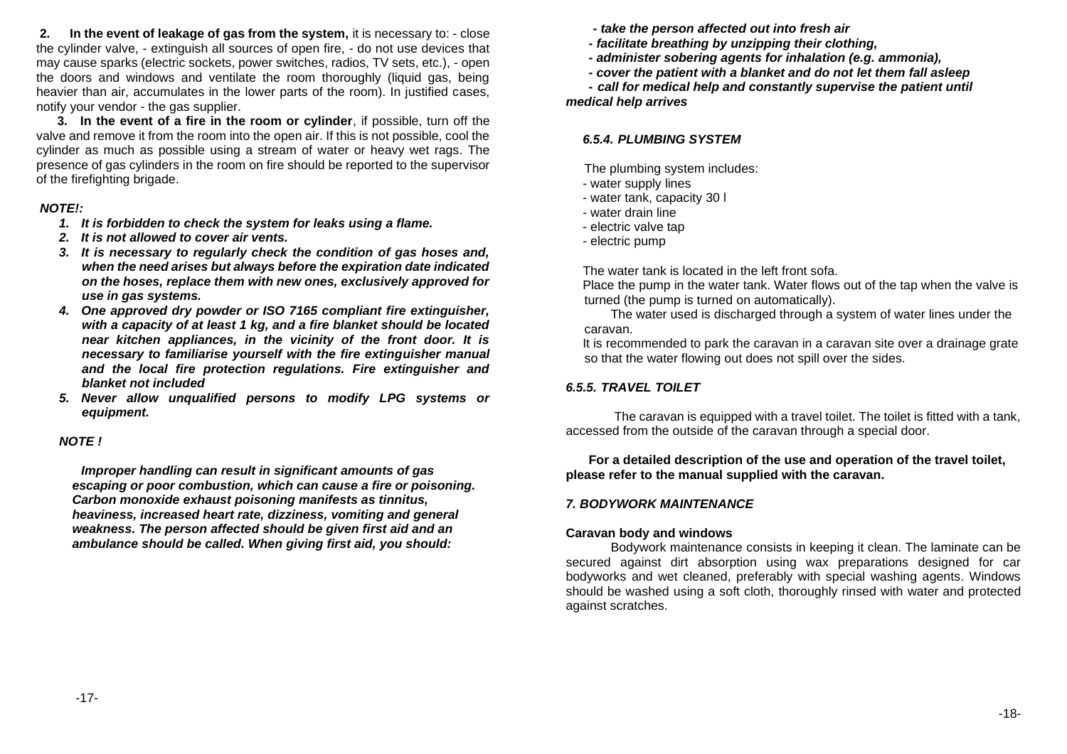**2. In the event of leakage of gas from the system,** it is necessary to: - close the cylinder valve, - extinguish all sources of open fire, - do not use devices that may cause sparks (electric sockets, power switches, radios, TV sets, etc.), - open the doors and windows and ventilate the room thoroughly (liquid gas, being heavier than air, accumulates in the lower parts of the room). In justified cases, notify your vendor - the gas supplier.

**3. In the event of a fire in the room or cylinder**, if possible, turn off the valve and remove it from the room into the open air. If this is not possible, cool the cylinder as much as possible using a stream of water or heavy wet rags. The presence of gas cylinders in the room on fire should be reported to the supervisor of the firefighting brigade.

***NOTE!:***

1. ***It is forbidden to check the system for leaks using a flame.***
2. ***It is not allowed to cover air vents.***
3. ***It is necessary to regularly check the condition of gas hoses and, when the need arises but always before the expiration date indicated on the hoses, replace them with new ones, exclusively approved for use in gas systems.***
4. ***One approved dry powder or ISO 7165 compliant fire extinguisher, with a capacity of at least 1 kg, and a fire blanket should be located near kitchen appliances, in the vicinity of the front door. It is necessary to familiarise yourself with the fire extinguisher manual and the local fire protection regulations. Fire extinguisher and blanket not included***
5. ***Never allow unqualified persons to modify LPG systems or equipment.***

***NOTE !***

***Improper handling can result in significant amounts of gas escaping or poor combustion, which can cause a fire or poisoning. Carbon monoxide exhaust poisoning manifests as tinnitus, heaviness, increased heart rate, dizziness, vomiting and general weakness. The person affected should be given first aid and an ambulance should be called. When giving first aid, you should:***

***- take the person affected out into fresh air***
***- facilitate breathing by unzipping their clothing,***
***- administer sobering agents for inhalation (e.g. ammonia),***
***- cover the patient with a blanket and do not let them fall asleep***
***- call for medical help and constantly supervise the patient until medical help arrives***

### *6.5.4. PLUMBING SYSTEM*

The plumbing system includes:
- water supply lines
- water tank, capacity 30 l
- water drain line
- electric valve tap
- electric pump

The water tank is located in the left front sofa.
Place the pump in the water tank. Water flows out of the tap when the valve is turned (the pump is turned on automatically).
The water used is discharged through a system of water lines under the caravan.
It is recommended to park the caravan in a caravan site over a drainage grate so that the water flowing out does not spill over the sides.

### *6.5.5. TRAVEL TOILET*

The caravan is equipped with a travel toilet. The toilet is fitted with a tank, accessed from the outside of the caravan through a special door.

**For a detailed description of the use and operation of the travel toilet, please refer to the manual supplied with the caravan.**

## *7. BODYWORK MAINTENANCE*

**Caravan body and windows**

Bodywork maintenance consists in keeping it clean. The laminate can be secured against dirt absorption using wax preparations designed for car bodyworks and wet cleaned, preferably with special washing agents. Windows should be washed using a soft cloth, thoroughly rinsed with water and protected against scratches.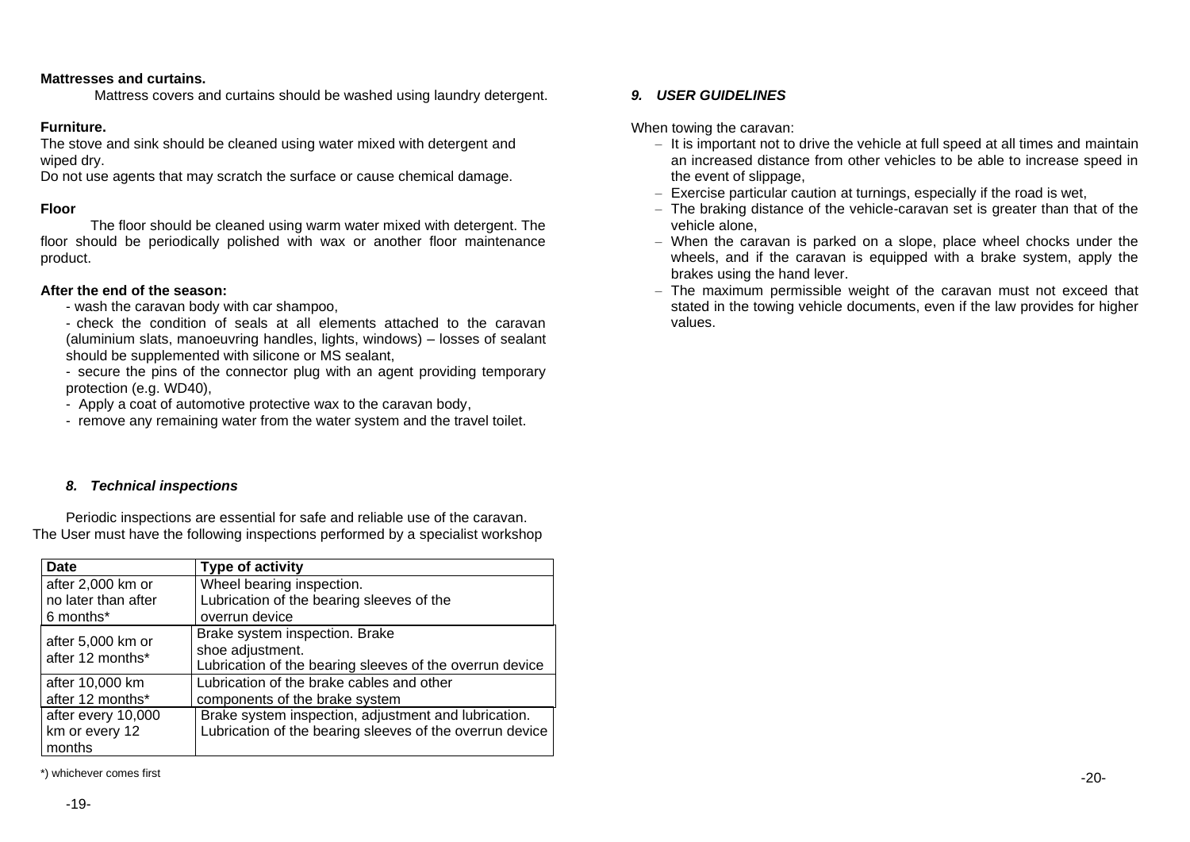**Mattresses and curtains.**

Mattress covers and curtains should be washed using laundry detergent.

**Furniture.**

The stove and sink should be cleaned using water mixed with detergent and wiped dry.

Do not use agents that may scratch the surface or cause chemical damage.

**Floor**

The floor should be cleaned using warm water mixed with detergent. The floor should be periodically polished with wax or another floor maintenance product.

**After the end of the season:**

- wash the caravan body with car shampoo,
- check the condition of seals at all elements attached to the caravan (aluminium slats, manoeuvring handles, lights, windows) – losses of sealant should be supplemented with silicone or MS sealant,
- secure the pins of the connector plug with an agent providing temporary protection (e.g. WD40),
- Apply a coat of automotive protective wax to the caravan body,
- remove any remaining water from the water system and the travel toilet.

## *8. Technical inspections*

Periodic inspections are essential for safe and reliable use of the caravan. The User must have the following inspections performed by a specialist workshop

| Date | Type of activity |
|---|---|
| after 2,000 km or no later than after 6 months* | Wheel bearing inspection. Lubrication of the bearing sleeves of the overrun device |
| after 5,000 km or after 12 months* | Brake system inspection. Brake shoe adjustment. Lubrication of the bearing sleeves of the overrun device |
| after 10,000 km after 12 months* | Lubrication of the brake cables and other components of the brake system |
| after every 10,000 km or every 12 months | Brake system inspection, adjustment and lubrication. Lubrication of the bearing sleeves of the overrun device |

*) whichever comes first

## *9. USER GUIDELINES*

When towing the caravan:

- It is important not to drive the vehicle at full speed at all times and maintain an increased distance from other vehicles to be able to increase speed in the event of slippage,
- Exercise particular caution at turnings, especially if the road is wet,
- The braking distance of the vehicle-caravan set is greater than that of the vehicle alone,
- When the caravan is parked on a slope, place wheel chocks under the wheels, and if the caravan is equipped with a brake system, apply the brakes using the hand lever.
- The maximum permissible weight of the caravan must not exceed that stated in the towing vehicle documents, even if the law provides for higher values.